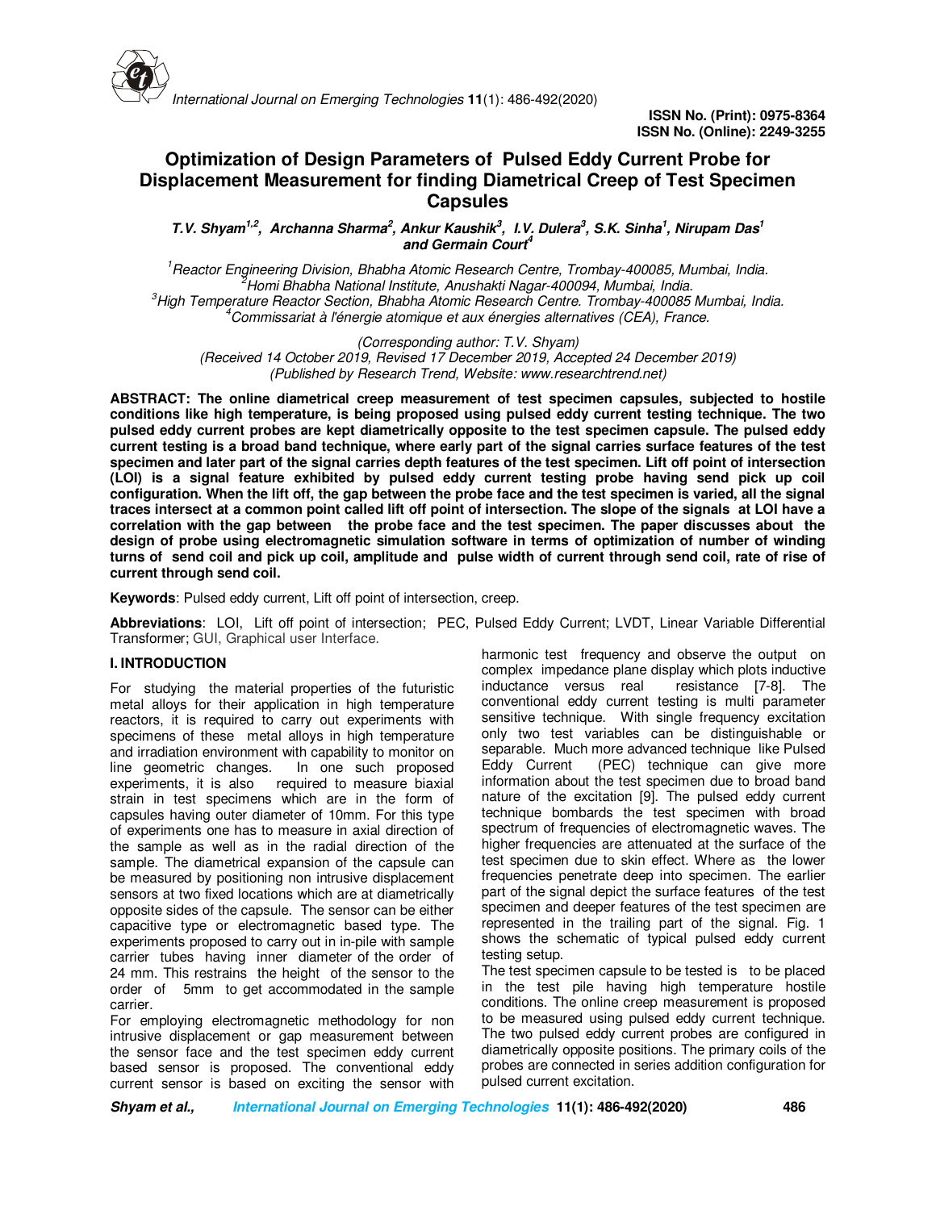ISSN No. (Print): 0975-8364
ISSN No. (Online): 2249-3255

# Optimization of Design Parameters of Pulsed Eddy Current Probe for Displacement Measurement for finding Diametrical Creep of Test Specimen Capsules

***T.V. Shyam[1,2], Archanna Sharma[2], Ankur Kaushik[3], I.V. Dulera[3], S.K. Sinha[1], Nirupam Das[1] and Germain Court[4]***

*[1]Reactor Engineering Division, Bhabha Atomic Research Centre, Trombay-400085, Mumbai, India.*
*[2]Homi Bhabha National Institute, Anushakti Nagar-400094, Mumbai, India.*
*[3]High Temperature Reactor Section, Bhabha Atomic Research Centre. Trombay-400085 Mumbai, India.*
*[4]Commissariat à l'énergie atomique et aux énergies alternatives (CEA), France.*

*(Corresponding author: T.V. Shyam)*
*(Received 14 October 2019, Revised 17 December 2019, Accepted 24 December 2019)*
*(Published by Research Trend, Website: www.researchtrend.net)*

**ABSTRACT: The online diametrical creep measurement of test specimen capsules, subjected to hostile conditions like high temperature, is being proposed using pulsed eddy current testing technique. The two pulsed eddy current probes are kept diametrically opposite to the test specimen capsule. The pulsed eddy current testing is a broad band technique, where early part of the signal carries surface features of the test specimen and later part of the signal carries depth features of the test specimen. Lift off point of intersection (LOI) is a signal feature exhibited by pulsed eddy current testing probe having send pick up coil configuration. When the lift off, the gap between the probe face and the test specimen is varied, all the signal traces intersect at a common point called lift off point of intersection. The slope of the signals at LOI have a correlation with the gap between the probe face and the test specimen. The paper discusses about the design of probe using electromagnetic simulation software in terms of optimization of number of winding turns of send coil and pick up coil, amplitude and pulse width of current through send coil, rate of rise of current through send coil.**

**Keywords**: Pulsed eddy current, Lift off point of intersection, creep.

**Abbreviations**: LOI, Lift off point of intersection; PEC, Pulsed Eddy Current; LVDT, Linear Variable Differential Transformer; GUI, Graphical user Interface.

## I. INTRODUCTION

For studying the material properties of the futuristic metal alloys for their application in high temperature reactors, it is required to carry out experiments with specimens of these metal alloys in high temperature and irradiation environment with capability to monitor on line geometric changes. In one such proposed experiments, it is also required to measure biaxial strain in test specimens which are in the form of capsules having outer diameter of 10mm. For this type of experiments one has to measure in axial direction of the sample as well as in the radial direction of the sample. The diametrical expansion of the capsule can be measured by positioning non intrusive displacement sensors at two fixed locations which are at diametrically opposite sides of the capsule. The sensor can be either capacitive type or electromagnetic based type. The experiments proposed to carry out in in-pile with sample carrier tubes having inner diameter of the order of 24 mm. This restrains the height of the sensor to the order of 5mm to get accommodated in the sample carrier.

For employing electromagnetic methodology for non intrusive displacement or gap measurement between the sensor face and the test specimen eddy current based sensor is proposed. The conventional eddy current sensor is based on exciting the sensor with harmonic test frequency and observe the output on complex impedance plane display which plots inductive inductance versus real resistance [7-8]. The conventional eddy current testing is multi parameter sensitive technique. With single frequency excitation only two test variables can be distinguishable or separable. Much more advanced technique like Pulsed Eddy Current (PEC) technique can give more information about the test specimen due to broad band nature of the excitation [9]. The pulsed eddy current technique bombards the test specimen with broad spectrum of frequencies of electromagnetic waves. The higher frequencies are attenuated at the surface of the test specimen due to skin effect. Where as the lower frequencies penetrate deep into specimen. The earlier part of the signal depict the surface features of the test specimen and deeper features of the test specimen are represented in the trailing part of the signal. Fig. 1 shows the schematic of typical pulsed eddy current testing setup.

The test specimen capsule to be tested is to be placed in the test pile having high temperature hostile conditions. The online creep measurement is proposed to be measured using pulsed eddy current technique. The two pulsed eddy current probes are configured in diametrically opposite positions. The primary coils of the probes are connected in series addition configuration for pulsed current excitation.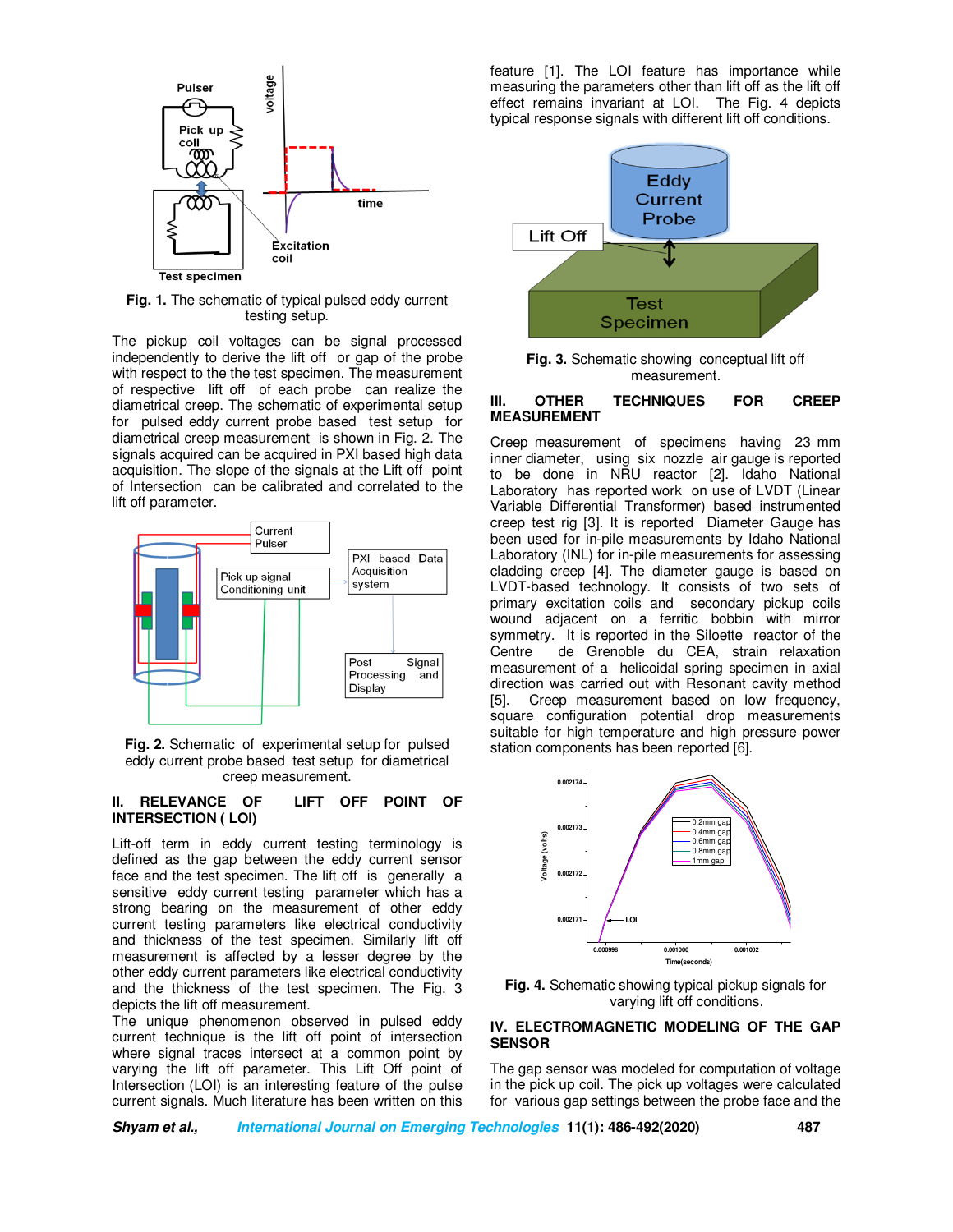Pulser

Pick up coil

voltage

time

Excitation coil

Test specimen

**Fig. 1.** The schematic of typical pulsed eddy current testing setup.

The pickup coil voltages can be signal processed independently to derive the lift off or gap of the probe with respect to the the test specimen. The measurement of respective lift off of each probe can realize the diametrical creep. The schematic of experimental setup for pulsed eddy current probe based test setup for diametrical creep measurement is shown in Fig. 2. The signals acquired can be acquired in PXI based high data acquisition. The slope of the signals at the Lift off point of Intersection can be calibrated and correlated to the lift off parameter.

Current Pulser

Pick up signal Conditioning unit

PXI based Data Acquisition system

Post Signal Processing and Display

**Fig. 2.** Schematic of experimental setup for pulsed eddy current probe based test setup for diametrical creep measurement.

## II. RELEVANCE OF LIFT OFF POINT OF INTERSECTION ( LOI)

Lift-off term in eddy current testing terminology is defined as the gap between the eddy current sensor face and the test specimen. The lift off is generally a sensitive eddy current testing parameter which has a strong bearing on the measurement of other eddy current testing parameters like electrical conductivity and thickness of the test specimen. Similarly lift off measurement is affected by a lesser degree by the other eddy current parameters like electrical conductivity and the thickness of the test specimen. The Fig. 3 depicts the lift off measurement.

The unique phenomenon observed in pulsed eddy current technique is the lift off point of intersection where signal traces intersect at a common point by varying the lift off parameter. This Lift Off point of Intersection (LOI) is an interesting feature of the pulse current signals. Much literature has been written on this feature [1]. The LOI feature has importance while measuring the parameters other than lift off as the lift off effect remains invariant at LOI. The Fig. 4 depicts typical response signals with different lift off conditions.

Eddy Current Probe

Lift Off

Test Specimen

**Fig. 3.** Schematic showing conceptual lift off measurement.

## III. OTHER TECHNIQUES FOR CREEP MEASUREMENT

Creep measurement of specimens having 23 mm inner diameter, using six nozzle air gauge is reported to be done in NRU reactor [2]. Idaho National Laboratory has reported work on use of LVDT (Linear Variable Differential Transformer) based instrumented creep test rig [3]. It is reported Diameter Gauge has been used for in-pile measurements by Idaho National Laboratory (INL) for in-pile measurements for assessing cladding creep [4]. The diameter gauge is based on LVDT-based technology. It consists of two sets of primary excitation coils and secondary pickup coils wound adjacent on a ferritic bobbin with mirror symmetry. It is reported in the Siloette reactor of the Centre de Grenoble du CEA, strain relaxation measurement of a helicoidal spring specimen in axial direction was carried out with Resonant cavity method [5]. Creep measurement based on low frequency, square configuration potential drop measurements suitable for high temperature and high pressure power station components has been reported [6].

0.002174

0.002173

0.002172

0.002171

Voltage (volts)

0.2mm gap
0.4mm gap
0.6mm gap
0.8mm gap
1mm gap

LOI

0.000998

0.001000

0.001002

Time(seconds)

**Fig. 4.** Schematic showing typical pickup signals for varying lift off conditions.

## IV. ELECTROMAGNETIC MODELING OF THE GAP SENSOR

The gap sensor was modeled for computation of voltage in the pick up coil. The pick up voltages were calculated for various gap settings between the probe face and the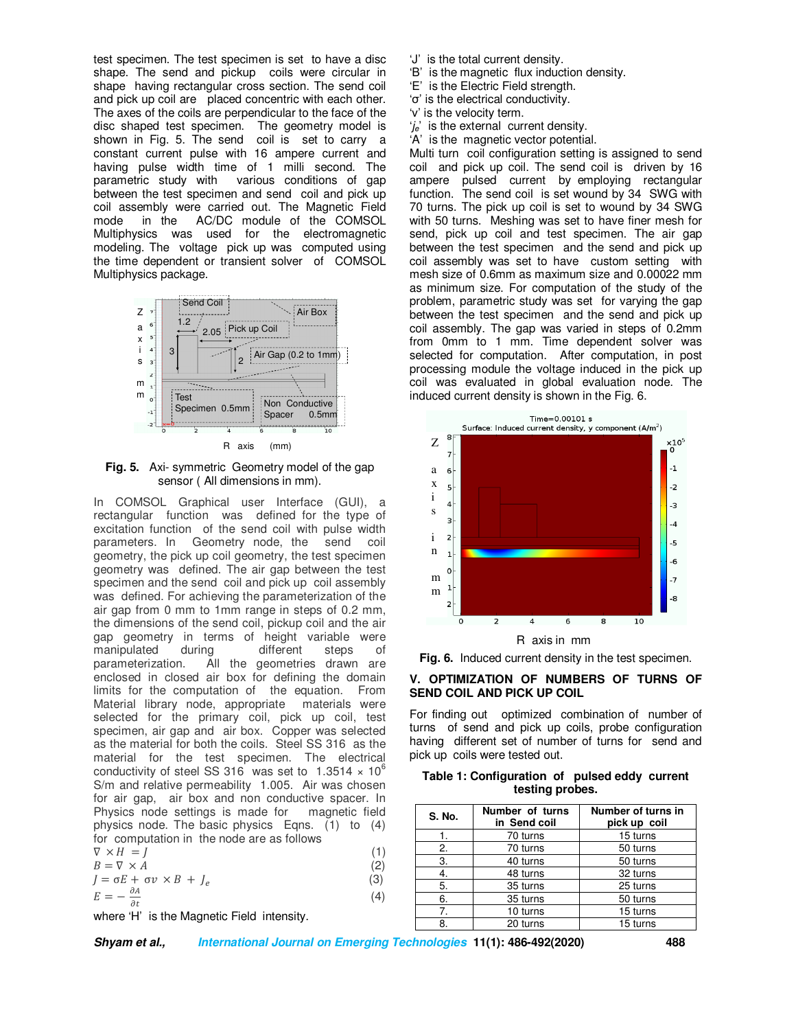test specimen. The test specimen is set to have a disc shape. The send and pickup coils were circular in shape having rectangular cross section. The send coil and pick up coil are placed concentric with each other. The axes of the coils are perpendicular to the face of the disc shaped test specimen. The geometry model is shown in Fig. 5. The send coil is set to carry a constant current pulse with 16 ampere current and having pulse width time of 1 milli second. The parametric study with various conditions of gap between the test specimen and send coil and pick up coil assembly were carried out. The Magnetic Field mode in the AC/DC module of the COMSOL Multiphysics was used for the electromagnetic modeling. The voltage pick up was computed using the time dependent or transient solver of COMSOL Multiphysics package.

Send Coil
Air Box
1.2
2.05
Pick up Coil
3
2
Air Gap (0.2 to 1mm)
Test Specimen 0.5mm
Non Conductive Spacer 0.5mm
Z axis mm
R axis (mm)

**Fig. 5.** Axi- symmetric Geometry model of the gap sensor ( All dimensions in mm).

In COMSOL Graphical user Interface (GUI), a rectangular function was defined for the type of excitation function of the send coil with pulse width parameters. In Geometry node, the send coil geometry, the pick up coil geometry, the test specimen geometry was defined. The air gap between the test specimen and the send coil and pick up coil assembly was defined. For achieving the parameterization of the air gap from 0 mm to 1mm range in steps of 0.2 mm, the dimensions of the send coil, pickup coil and the air gap geometry in terms of height variable were manipulated during different steps of parameterization. All the geometries drawn are enclosed in closed air box for defining the domain limits for the computation of the equation. From Material library node, appropriate materials were selected for the primary coil, pick up coil, test specimen, air gap and air box. Copper was selected as the material for both the coils. Steel SS 316 as the material for the test specimen. The electrical conductivity of steel SS 316 was set to $1.3514 \times 10^6$ S/m and relative permeability 1.005. Air was chosen for air gap, air box and non conductive spacer. In Physics node settings is made for magnetic field physics node. The basic physics Eqns. (1) to (4) for computation in the node are as follows

$$\nabla \times H = J \tag{1}$$

$$B = \nabla \times A \tag{2}$$

$$J = \sigma E + \sigma v \times B + J_e \tag{3}$$

$$E = -\frac{\partial A}{\partial t} \tag{4}$$

where 'H' is the Magnetic Field intensity.

'J' is the total current density.
'B' is the magnetic flux induction density.
'E' is the Electric Field strength.
'σ' is the electrical conductivity.
'v' is the velocity term.
'$j_e$' is the external current density.
'A' is the magnetic vector potential.

Multi turn coil configuration setting is assigned to send coil and pick up coil. The send coil is driven by 16 ampere pulsed current by employing rectangular function. The send coil is set wound by 34 SWG with 70 turns. The pick up coil is set to wound by 34 SWG with 50 turns. Meshing was set to have finer mesh for send, pick up coil and test specimen. The air gap between the test specimen and the send and pick up coil assembly was set to have custom setting with mesh size of 0.6mm as maximum size and 0.00022 mm as minimum size. For computation of the study of the problem, parametric study was set for varying the gap between the test specimen and the send and pick up coil assembly. The gap was varied in steps of 0.2mm from 0mm to 1 mm. Time dependent solver was selected for computation. After computation, in post processing module the voltage induced in the pick up coil was evaluated in global evaluation node. The induced current density is shown in the Fig. 6.

Time=0.00101 s
Surface: Induced current density, y component (A/m²)
×10⁵
Z axis in mm
R axis in mm

**Fig. 6.** Induced current density in the test specimen.

## V. OPTIMIZATION OF NUMBERS OF TURNS OF SEND COIL AND PICK UP COIL

For finding out optimized combination of number of turns of send and pick up coils, probe configuration having different set of number of turns for send and pick up coils were tested out.

**Table 1: Configuration of pulsed eddy current testing probes.**

| S. No. | Number of turns in Send coil | Number of turns in pick up coil |
|---|---|---|
| 1. | 70 turns | 15 turns |
| 2. | 70 turns | 50 turns |
| 3. | 40 turns | 50 turns |
| 4. | 48 turns | 32 turns |
| 5. | 35 turns | 25 turns |
| 6. | 35 turns | 50 turns |
| 7. | 10 turns | 15 turns |
| 8. | 20 turns | 15 turns |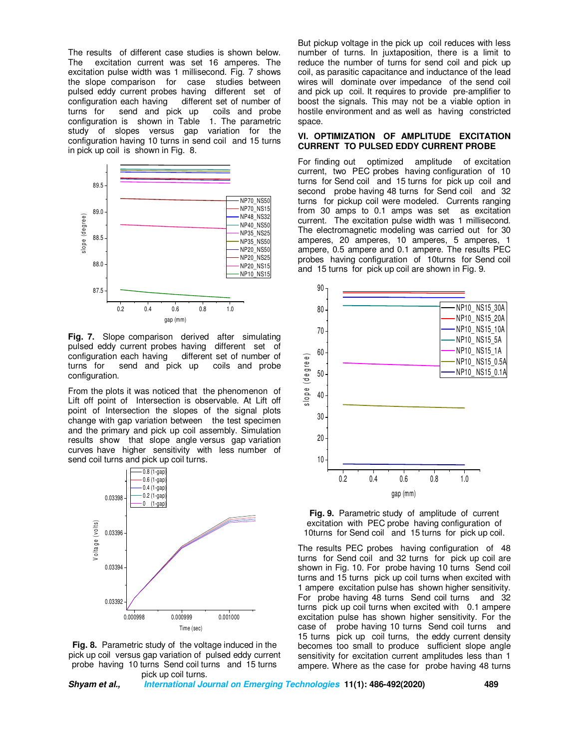The results of different case studies is shown below. The excitation current was set 16 amperes. The excitation pulse width was 1 millisecond. Fig. 7 shows the slope comparison for case studies between pulsed eddy current probes having different set of configuration each having different set of number of turns for send and pick up coils and probe configuration is shown in Table 1. The parametric study of slopes versus gap variation for the configuration having 10 turns in send coil and 15 turns in pick up coil is shown in Fig. 8.

slope (degree)
89.5
89.0
88.5
88.0
87.5
0.2
0.4
0.6
0.8
1.0
gap (mm)
NP70_NS50
NP70_NS15
NP48_NS32
NP40_NS50
NP35_NS25
NP35_NS50
NP20_NS50
NP20_NS25
NP20_NS15
NP10_NS15

**Fig. 7.** Slope comparison derived after simulating pulsed eddy current probes having different set of configuration each having different set of number of turns for send and pick up coils and probe configuration.

From the plots it was noticed that the phenomenon of Lift off point of Intersection is observable. At Lift off point of Intersection the slopes of the signal plots change with gap variation between the test specimen and the primary and pick up coil assembly. Simulation results show that slope angle versus gap variation curves have higher sensitivity with less number of send coil turns and pick up coil turns.

Voltage (volts)
0.03398
0.03396
0.03394
0.03392
0.000998
0.000999
0.001000
Time (sec)
0.8 (1-gap)
0.6 (1-gap)
0.4 (1-gap)
0.2 (1-gap)
0 (1-gap)

**Fig. 8.** Parametric study of the voltage induced in the pick up coil versus gap variation of pulsed eddy current probe having 10 turns Send coil turns and 15 turns pick up coil turns.

But pickup voltage in the pick up coil reduces with less number of turns. In juxtaposition, there is a limit to reduce the number of turns for send coil and pick up coil, as parasitic capacitance and inductance of the lead wires will dominate over impedance of the send coil and pick up coil. It requires to provide pre-amplifier to boost the signals. This may not be a viable option in hostile environment and as well as having constricted space.

## VI. OPTIMIZATION OF AMPLITUDE EXCITATION CURRENT TO PULSED EDDY CURRENT PROBE

For finding out optimized amplitude of excitation current, two PEC probes having configuration of 10 turns for Send coil and 15 turns for pick up coil and second probe having 48 turns for Send coil and 32 turns for pickup coil were modeled. Currents ranging from 30 amps to 0.1 amps was set as excitation current. The excitation pulse width was 1 millisecond. The electromagnetic modeling was carried out for 30 amperes, 20 amperes, 10 amperes, 5 amperes, 1 ampere, 0.5 ampere and 0.1 ampere. The results PEC probes having configuration of 10turns for Send coil and 15 turns for pick up coil are shown in Fig. 9.

slope (degree)
90
80
70
60
50
40
30
20
10
0.2
0.4
0.6
0.8
1.0
gap (mm)
NP10_NS15_30A
NP10_NS15_20A
NP10_NS15_10A
NP10_NS15_5A
NP10_NS15_1A
NP10_NS15_0.5A
NP10_NS15_0.1A

**Fig. 9.** Parametric study of amplitude of current excitation with PEC probe having configuration of 10turns for Send coil and 15 turns for pick up coil.

The results PEC probes having configuration of 48 turns for Send coil and 32 turns for pick up coil are shown in Fig. 10. For probe having 10 turns Send coil turns and 15 turns pick up coil turns when excited with 1 ampere excitation pulse has shown higher sensitivity. For probe having 48 turns Send coil turns and 32 turns pick up coil turns when excited with 0.1 ampere excitation pulse has shown higher sensitivity. For the case of probe having 10 turns Send coil turns and 15 turns pick up coil turns, the eddy current density becomes too small to produce sufficient slope angle sensitivity for excitation current amplitudes less than 1 ampere. Where as the case for probe having 48 turns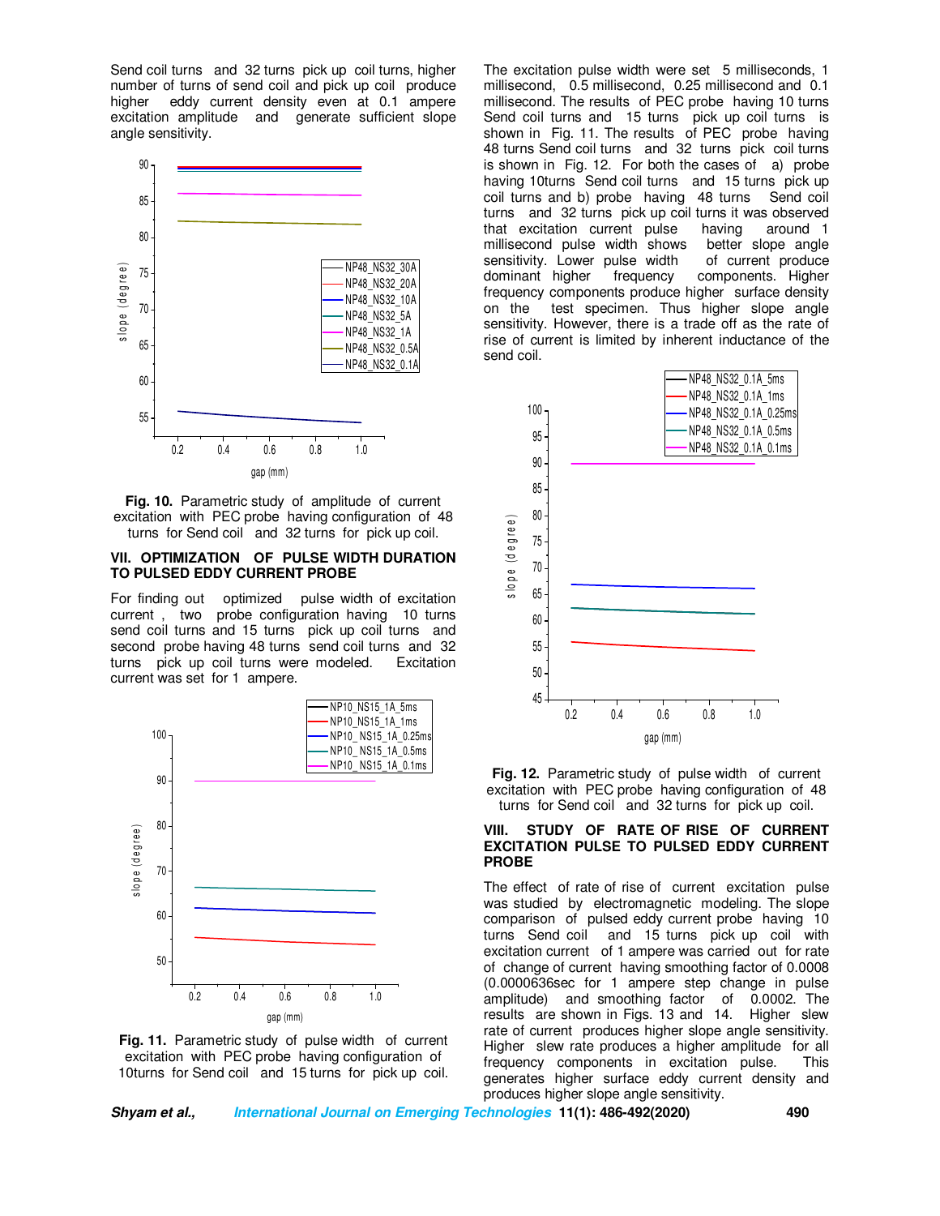Send coil turns and 32 turns pick up coil turns, higher number of turns of send coil and pick up coil produce higher eddy current density even at 0.1 ampere excitation amplitude and generate sufficient slope angle sensitivity.

slope (degree)
90
85
80
75
70
65
60
55
0.2
0.4
0.6
0.8
1.0
gap (mm)
NP48_NS32_30A
NP48_NS32_20A
NP48_NS32_10A
NP48_NS32_5A
NP48_NS32_1A
NP48_NS32_0.5A
NP48_NS32_0.1A

**Fig. 10.** Parametric study of amplitude of current excitation with PEC probe having configuration of 48 turns for Send coil and 32 turns for pick up coil.

## VII. OPTIMIZATION OF PULSE WIDTH DURATION TO PULSED EDDY CURRENT PROBE

For finding out optimized pulse width of excitation current , two probe configuration having 10 turns send coil turns and 15 turns pick up coil turns and second probe having 48 turns send coil turns and 32 turns pick up coil turns were modeled. Excitation current was set for 1 ampere.

slope (degree)
100
90
80
70
60
50
0.2
0.4
0.6
0.8
1.0
gap (mm)
NP10_NS15_1A_5ms
NP10_NS15_1A_1ms
NP10_NS15_1A_0.25ms
NP10_NS15_1A_0.5ms
NP10_NS15_1A_0.1ms

**Fig. 11.** Parametric study of pulse width of current excitation with PEC probe having configuration of 10turns for Send coil and 15 turns for pick up coil.

The excitation pulse width were set 5 milliseconds, 1 millisecond, 0.5 millisecond, 0.25 millisecond and 0.1 millisecond. The results of PEC probe having 10 turns Send coil turns and 15 turns pick up coil turns is shown in Fig. 11. The results of PEC probe having 48 turns Send coil turns and 32 turns pick coil turns is shown in Fig. 12. For both the cases of a) probe having 10turns Send coil turns and 15 turns pick up coil turns and b) probe having 48 turns Send coil turns and 32 turns pick up coil turns it was observed that excitation current pulse having around 1 millisecond pulse width shows better slope angle sensitivity. Lower pulse width of current produce dominant higher frequency components. Higher frequency components produce higher surface density on the test specimen. Thus higher slope angle sensitivity. However, there is a trade off as the rate of rise of current is limited by inherent inductance of the send coil.

slope (degree)
100
95
90
85
80
75
70
65
60
55
50
45
0.2
0.4
0.6
0.8
1.0
gap (mm)
NP48_NS32_0.1A_5ms
NP48_NS32_0.1A_1ms
NP48_NS32_0.1A_0.25ms
NP48_NS32_0.1A_0.5ms
NP48_NS32_0.1A_0.1ms

**Fig. 12.** Parametric study of pulse width of current excitation with PEC probe having configuration of 48 turns for Send coil and 32 turns for pick up coil.

## VIII. STUDY OF RATE OF RISE OF CURRENT EXCITATION PULSE TO PULSED EDDY CURRENT PROBE

The effect of rate of rise of current excitation pulse was studied by electromagnetic modeling. The slope comparison of pulsed eddy current probe having 10 turns Send coil and 15 turns pick up coil with excitation current of 1 ampere was carried out for rate of change of current having smoothing factor of 0.0008 (0.0000636sec for 1 ampere step change in pulse amplitude) and smoothing factor of 0.0002. The results are shown in Figs. 13 and 14. Higher slew rate of current produces higher slope angle sensitivity. Higher slew rate produces a higher amplitude for all frequency components in excitation pulse. This generates higher surface eddy current density and produces higher slope angle sensitivity.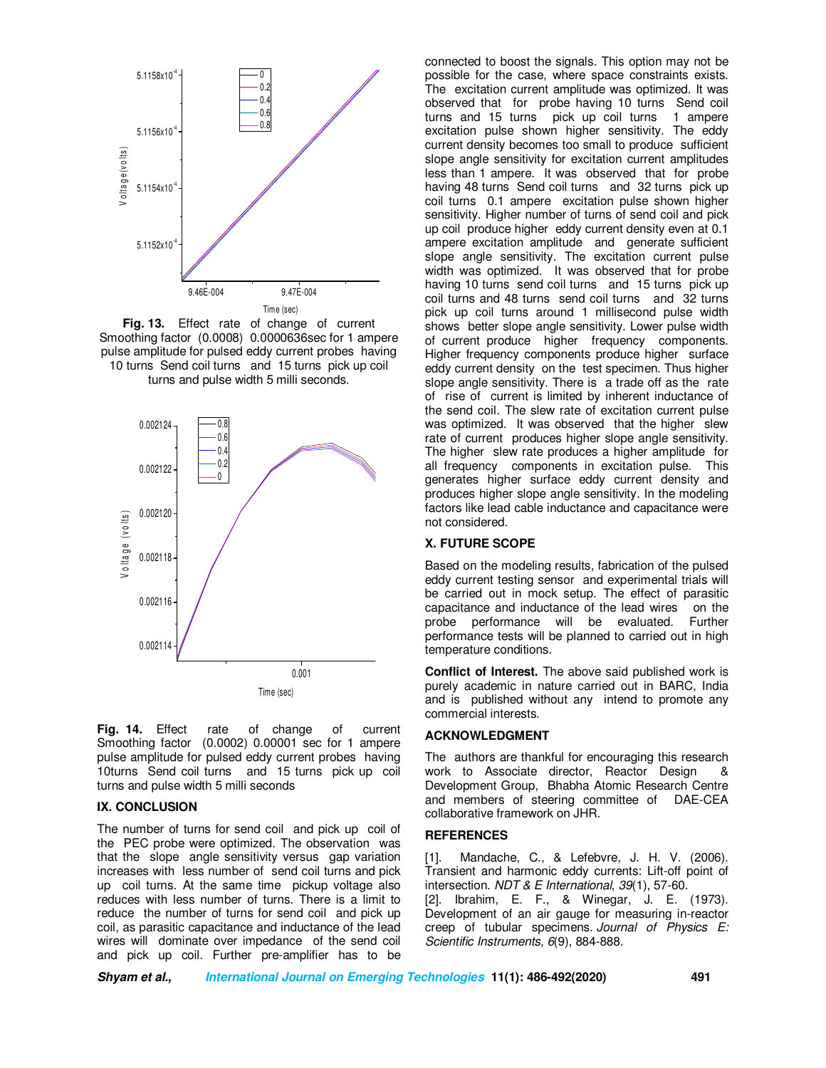5.1158x10⁻⁴

5.1156x10⁻⁴

5.1154x10⁻⁴

5.1152x10⁻⁴

Voltage (volts)

9.46E-004

9.47E-004

Time (sec)

0

0.2

0.4

0.6

0.8

**Fig. 13.** Effect rate of change of current Smoothing factor (0.0008) 0.0000636sec for 1 ampere pulse amplitude for pulsed eddy current probes having 10 turns Send coil turns and 15 turns pick up coil turns and pulse width 5 milli seconds.

0.002124

0.002122

0.002120

0.002118

0.002116

0.002114

Voltage (volts)

0.001

Time (sec)

0.8

0.6

0.4

0.2

0

**Fig. 14.** Effect rate of change of current Smoothing factor (0.0002) 0.00001 sec for 1 ampere pulse amplitude for pulsed eddy current probes having 10turns Send coil turns and 15 turns pick up coil turns and pulse width 5 milli seconds

## IX. CONCLUSION

The number of turns for send coil and pick up coil of the PEC probe were optimized. The observation was that the slope angle sensitivity versus gap variation increases with less number of send coil turns and pick up coil turns. At the same time pickup voltage also reduces with less number of turns. There is a limit to reduce the number of turns for send coil and pick up coil, as parasitic capacitance and inductance of the lead wires will dominate over impedance of the send coil and pick up coil. Further pre-amplifier has to be connected to boost the signals. This option may not be possible for the case, where space constraints exists. The excitation current amplitude was optimized. It was observed that for probe having 10 turns Send coil turns and 15 turns pick up coil turns 1 ampere excitation pulse shown higher sensitivity. The eddy current density becomes too small to produce sufficient slope angle sensitivity for excitation current amplitudes less than 1 ampere. It was observed that for probe having 48 turns Send coil turns and 32 turns pick up coil turns 0.1 ampere excitation pulse shown higher sensitivity. Higher number of turns of send coil and pick up coil produce higher eddy current density even at 0.1 ampere excitation amplitude and generate sufficient slope angle sensitivity. The excitation current pulse width was optimized. It was observed that for probe having 10 turns send coil turns and 15 turns pick up coil turns and 48 turns send coil turns and 32 turns pick up coil turns around 1 millisecond pulse width shows better slope angle sensitivity. Lower pulse width of current produce higher frequency components. Higher frequency components produce higher surface eddy current density on the test specimen. Thus higher slope angle sensitivity. There is a trade off as the rate of rise of current is limited by inherent inductance of the send coil. The slew rate of excitation current pulse was optimized. It was observed that the higher slew rate of current produces higher slope angle sensitivity. The higher slew rate produces a higher amplitude for all frequency components in excitation pulse. This generates higher surface eddy current density and produces higher slope angle sensitivity. In the modeling factors like lead cable inductance and capacitance were not considered.

## X. FUTURE SCOPE

Based on the modeling results, fabrication of the pulsed eddy current testing sensor and experimental trials will be carried out in mock setup. The effect of parasitic capacitance and inductance of the lead wires on the probe performance will be evaluated. Further performance tests will be planned to carried out in high temperature conditions.

**Conflict of Interest.** The above said published work is purely academic in nature carried out in BARC, India and is published without any intend to promote any commercial interests.

## ACKNOWLEDGMENT

The authors are thankful for encouraging this research work to Associate director, Reactor Design & Development Group, Bhabha Atomic Research Centre and members of steering committee of DAE-CEA collaborative framework on JHR.

## REFERENCES

[1]. Mandache, C., & Lefebvre, J. H. V. (2006). Transient and harmonic eddy currents: Lift-off point of intersection. *NDT & E International*, *39*(1), 57-60.

[2]. Ibrahim, E. F., & Winegar, J. E. (1973). Development of an air gauge for measuring in-reactor creep of tubular specimens. *Journal of Physics E: Scientific Instruments*, *6*(9), 884-888.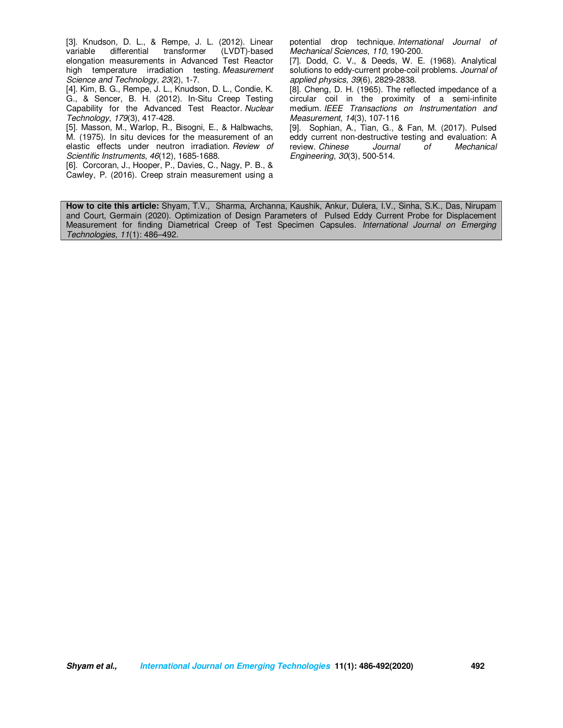[3]. Knudson, D. L., & Rempe, J. L. (2012). Linear variable differential transformer (LVDT)-based elongation measurements in Advanced Test Reactor high temperature irradiation testing. *Measurement Science and Technology*, *23*(2), 1-7.

[4]. Kim, B. G., Rempe, J. L., Knudson, D. L., Condie, K. G., & Sencer, B. H. (2012). In-Situ Creep Testing Capability for the Advanced Test Reactor. *Nuclear Technology*, *179*(3), 417-428.

[5]. Masson, M., Warlop, R., Bisogni, E., & Halbwachs, M. (1975). In situ devices for the measurement of an elastic effects under neutron irradiation. *Review of Scientific Instruments*, *46*(12), 1685-1688.

[6]. Corcoran, J., Hooper, P., Davies, C., Nagy, P. B., & Cawley, P. (2016). Creep strain measurement using a potential drop technique. *International Journal of Mechanical Sciences*, *110*, 190-200.

[7]. Dodd, C. V., & Deeds, W. E. (1968). Analytical solutions to eddy-current probe-coil problems. *Journal of applied physics*, *39*(6), 2829-2838.

[8]. Cheng, D. H. (1965). The reflected impedance of a circular coil in the proximity of a semi-infinite medium. *IEEE Transactions on Instrumentation and Measurement*, *14*(3), 107-116.

[9]. Sophian, A., Tian, G., & Fan, M. (2017). Pulsed eddy current non-destructive testing and evaluation: A review. *Chinese Journal of Mechanical Engineering*, *30*(3), 500-514.

**How to cite this article:** Shyam, T.V., Sharma, Archanna, Kaushik, Ankur, Dulera, I.V., Sinha, S.K., Das, Nirupam and Court, Germain (2020). Optimization of Design Parameters of Pulsed Eddy Current Probe for Displacement Measurement for finding Diametrical Creep of Test Specimen Capsules. *International Journal on Emerging Technologies*, *11*(1): 486–492.